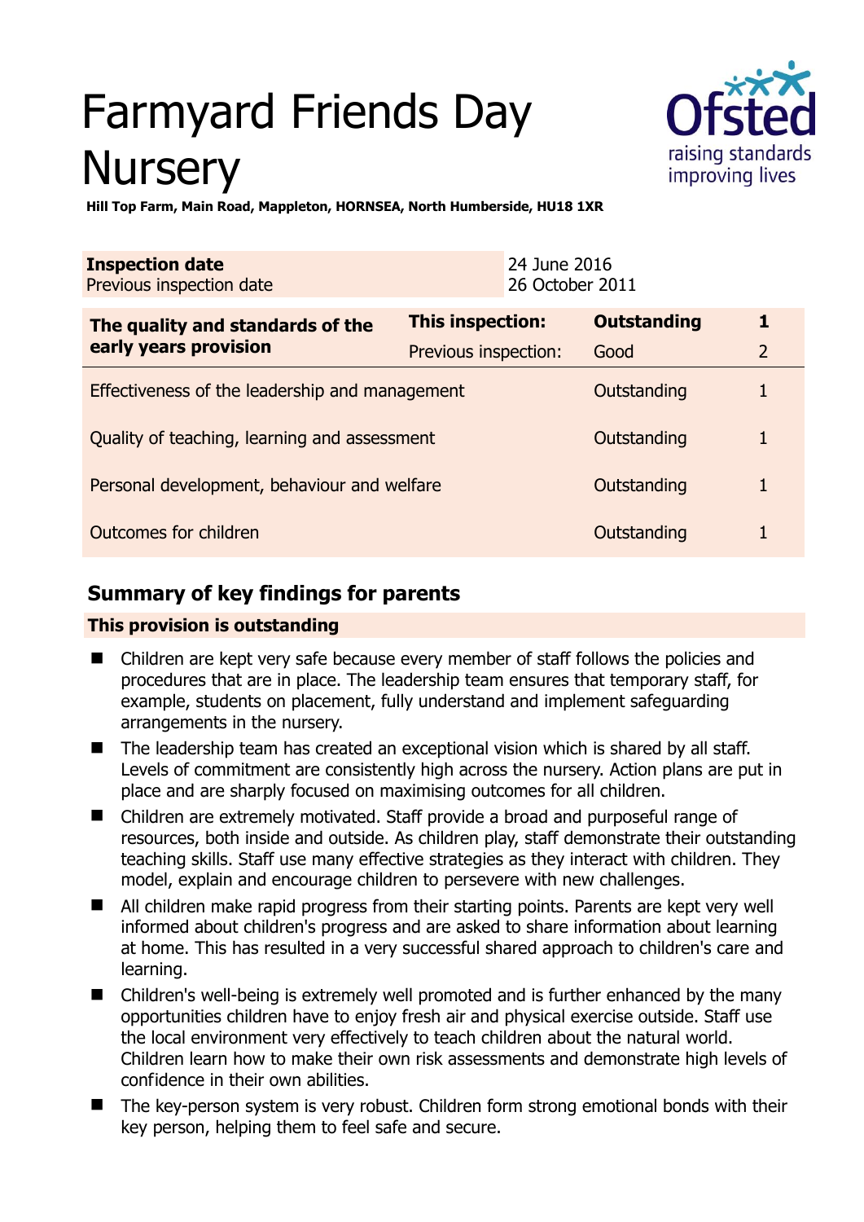# Farmyard Friends Day Nursery

**Hill Top Farm, Main Road, Mappleton, HORNSEA, North Humberside, HU18 1XR**

| **Inspection date** | 24 June 2016 |
|---|---|
| Previous inspection date | 26 October 2011 |

| **The quality and standards of the early years provision** | **This inspection:** | **Outstanding** | **1** |
|---|---|---|---|
| | Previous inspection: | Good | 2 |
| Effectiveness of the leadership and management | | Outstanding | 1 |
| Quality of teaching, learning and assessment | | Outstanding | 1 |
| Personal development, behaviour and welfare | | Outstanding | 1 |
| Outcomes for children | | Outstanding | 1 |

## Summary of key findings for parents

**This provision is outstanding**

- Children are kept very safe because every member of staff follows the policies and procedures that are in place. The leadership team ensures that temporary staff, for example, students on placement, fully understand and implement safeguarding arrangements in the nursery.
- The leadership team has created an exceptional vision which is shared by all staff. Levels of commitment are consistently high across the nursery. Action plans are put in place and are sharply focused on maximising outcomes for all children.
- Children are extremely motivated. Staff provide a broad and purposeful range of resources, both inside and outside. As children play, staff demonstrate their outstanding teaching skills. Staff use many effective strategies as they interact with children. They model, explain and encourage children to persevere with new challenges.
- All children make rapid progress from their starting points. Parents are kept very well informed about children's progress and are asked to share information about learning at home. This has resulted in a very successful shared approach to children's care and learning.
- Children's well-being is extremely well promoted and is further enhanced by the many opportunities children have to enjoy fresh air and physical exercise outside. Staff use the local environment very effectively to teach children about the natural world. Children learn how to make their own risk assessments and demonstrate high levels of confidence in their own abilities.
- The key-person system is very robust. Children form strong emotional bonds with their key person, helping them to feel safe and secure.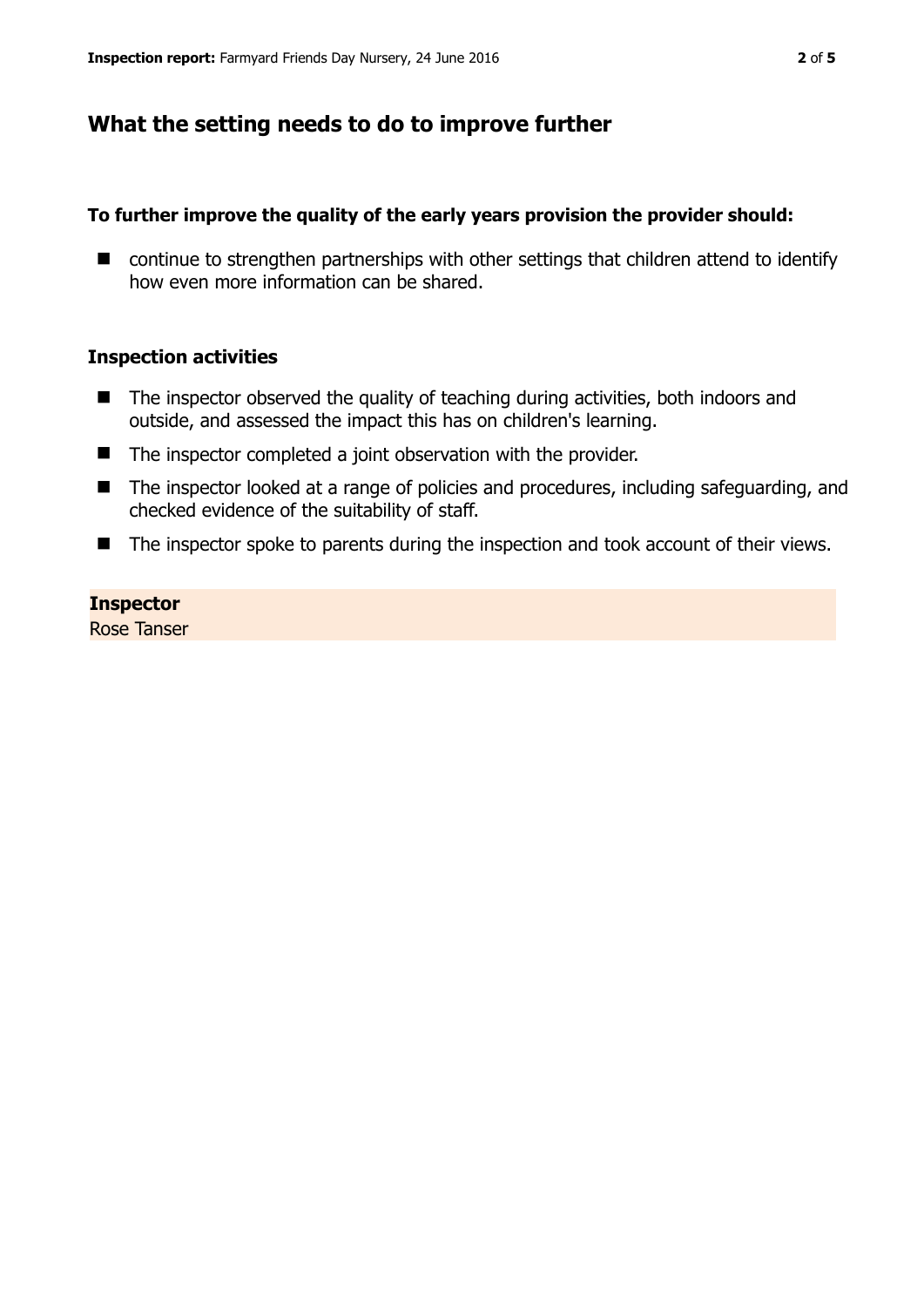## What the setting needs to do to improve further

**To further improve the quality of the early years provision the provider should:**

- continue to strengthen partnerships with other settings that children attend to identify how even more information can be shared.

### Inspection activities

- The inspector observed the quality of teaching during activities, both indoors and outside, and assessed the impact this has on children's learning.
- The inspector completed a joint observation with the provider.
- The inspector looked at a range of policies and procedures, including safeguarding, and checked evidence of the suitability of staff.
- The inspector spoke to parents during the inspection and took account of their views.

**Inspector**
Rose Tanser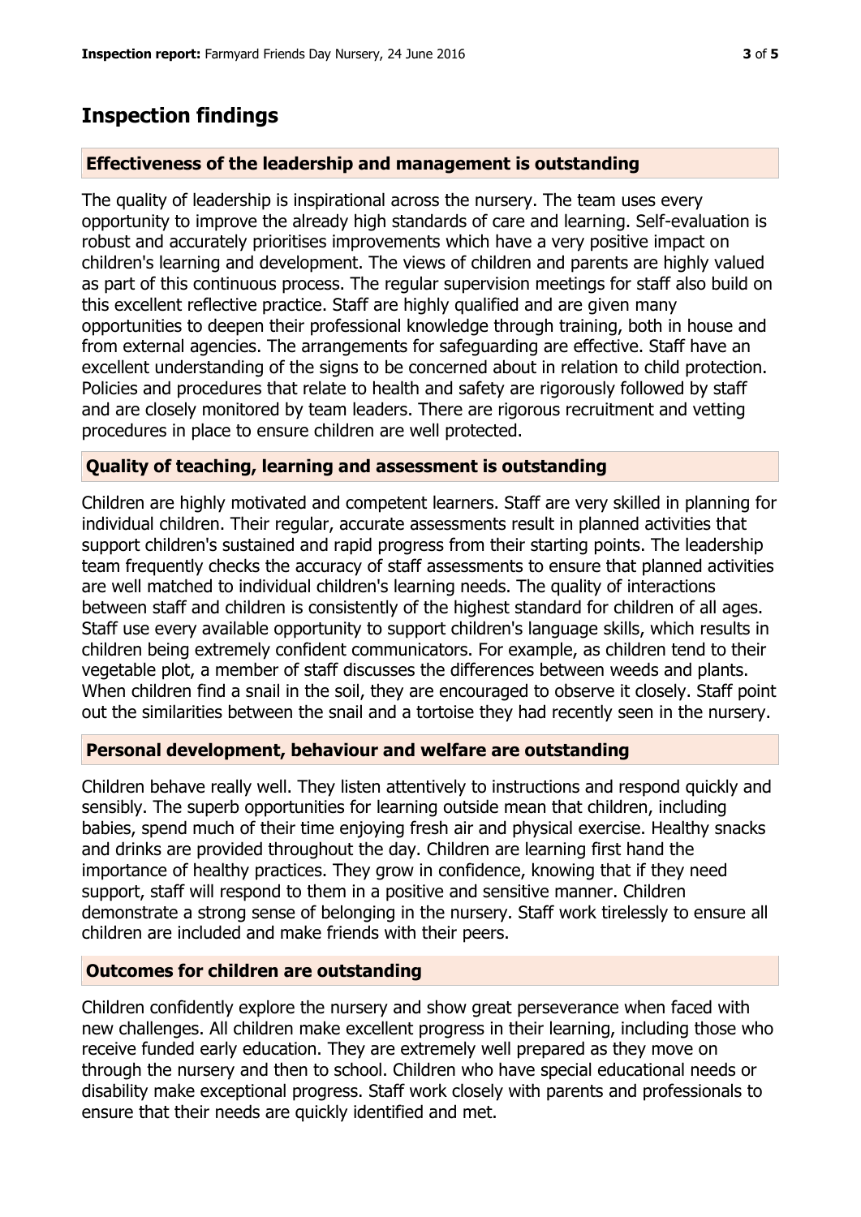## Inspection findings

### Effectiveness of the leadership and management is outstanding

The quality of leadership is inspirational across the nursery. The team uses every opportunity to improve the already high standards of care and learning. Self-evaluation is robust and accurately prioritises improvements which have a very positive impact on children's learning and development. The views of children and parents are highly valued as part of this continuous process. The regular supervision meetings for staff also build on this excellent reflective practice. Staff are highly qualified and are given many opportunities to deepen their professional knowledge through training, both in house and from external agencies. The arrangements for safeguarding are effective. Staff have an excellent understanding of the signs to be concerned about in relation to child protection. Policies and procedures that relate to health and safety are rigorously followed by staff and are closely monitored by team leaders. There are rigorous recruitment and vetting procedures in place to ensure children are well protected.

### Quality of teaching, learning and assessment is outstanding

Children are highly motivated and competent learners. Staff are very skilled in planning for individual children. Their regular, accurate assessments result in planned activities that support children's sustained and rapid progress from their starting points. The leadership team frequently checks the accuracy of staff assessments to ensure that planned activities are well matched to individual children's learning needs. The quality of interactions between staff and children is consistently of the highest standard for children of all ages. Staff use every available opportunity to support children's language skills, which results in children being extremely confident communicators. For example, as children tend to their vegetable plot, a member of staff discusses the differences between weeds and plants. When children find a snail in the soil, they are encouraged to observe it closely. Staff point out the similarities between the snail and a tortoise they had recently seen in the nursery.

### Personal development, behaviour and welfare are outstanding

Children behave really well. They listen attentively to instructions and respond quickly and sensibly. The superb opportunities for learning outside mean that children, including babies, spend much of their time enjoying fresh air and physical exercise. Healthy snacks and drinks are provided throughout the day. Children are learning first hand the importance of healthy practices. They grow in confidence, knowing that if they need support, staff will respond to them in a positive and sensitive manner. Children demonstrate a strong sense of belonging in the nursery. Staff work tirelessly to ensure all children are included and make friends with their peers.

### Outcomes for children are outstanding

Children confidently explore the nursery and show great perseverance when faced with new challenges. All children make excellent progress in their learning, including those who receive funded early education. They are extremely well prepared as they move on through the nursery and then to school. Children who have special educational needs or disability make exceptional progress. Staff work closely with parents and professionals to ensure that their needs are quickly identified and met.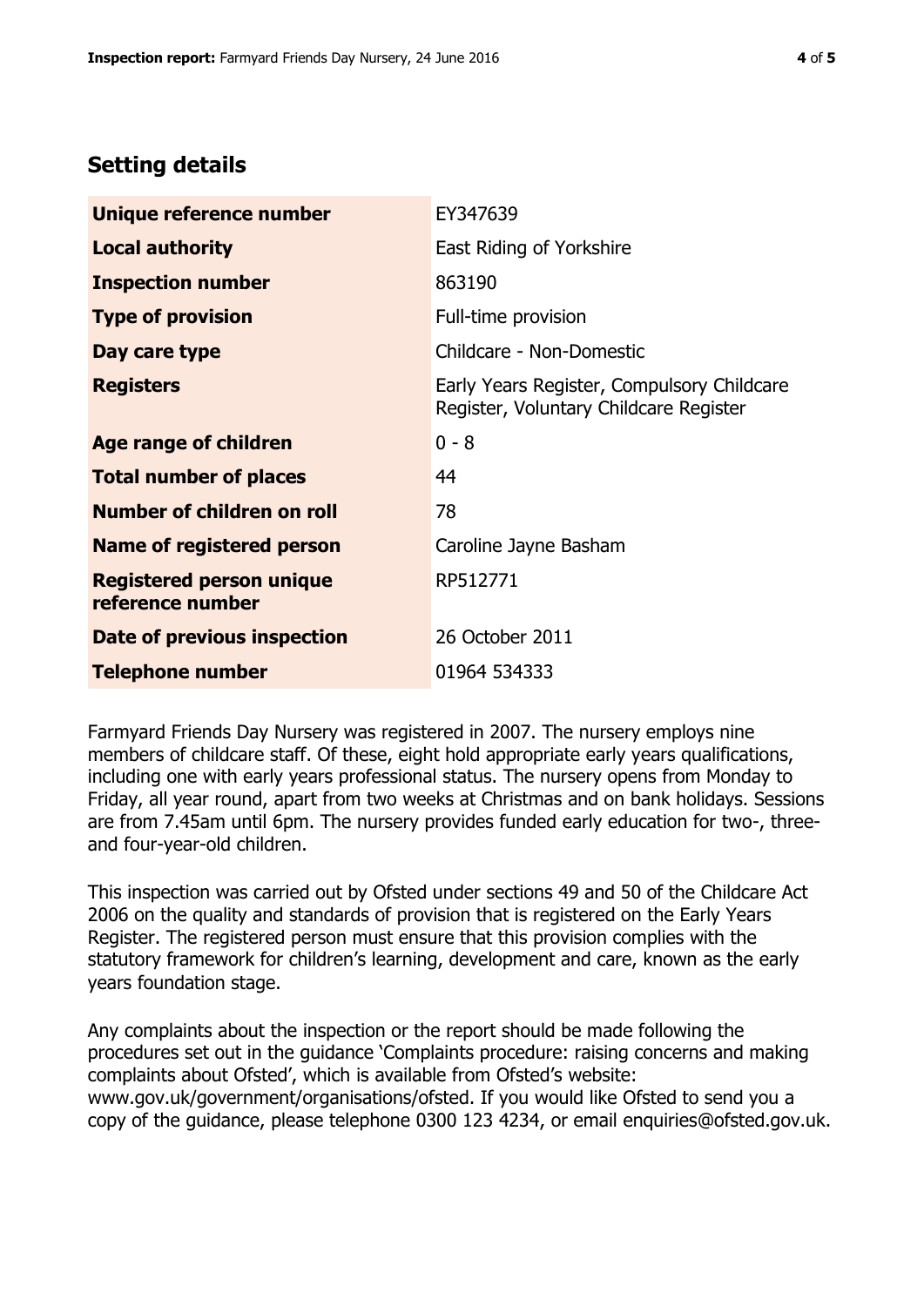## Setting details

| | |
|---|---|
| **Unique reference number** | EY347639 |
| **Local authority** | East Riding of Yorkshire |
| **Inspection number** | 863190 |
| **Type of provision** | Full-time provision |
| **Day care type** | Childcare - Non-Domestic |
| **Registers** | Early Years Register, Compulsory Childcare Register, Voluntary Childcare Register |
| **Age range of children** | 0 - 8 |
| **Total number of places** | 44 |
| **Number of children on roll** | 78 |
| **Name of registered person** | Caroline Jayne Basham |
| **Registered person unique reference number** | RP512771 |
| **Date of previous inspection** | 26 October 2011 |
| **Telephone number** | 01964 534333 |

Farmyard Friends Day Nursery was registered in 2007. The nursery employs nine members of childcare staff. Of these, eight hold appropriate early years qualifications, including one with early years professional status. The nursery opens from Monday to Friday, all year round, apart from two weeks at Christmas and on bank holidays. Sessions are from 7.45am until 6pm. The nursery provides funded early education for two-, three- and four-year-old children.

This inspection was carried out by Ofsted under sections 49 and 50 of the Childcare Act 2006 on the quality and standards of provision that is registered on the Early Years Register. The registered person must ensure that this provision complies with the statutory framework for children's learning, development and care, known as the early years foundation stage.

Any complaints about the inspection or the report should be made following the procedures set out in the guidance 'Complaints procedure: raising concerns and making complaints about Ofsted', which is available from Ofsted's website: www.gov.uk/government/organisations/ofsted. If you would like Ofsted to send you a copy of the guidance, please telephone 0300 123 4234, or email enquiries@ofsted.gov.uk.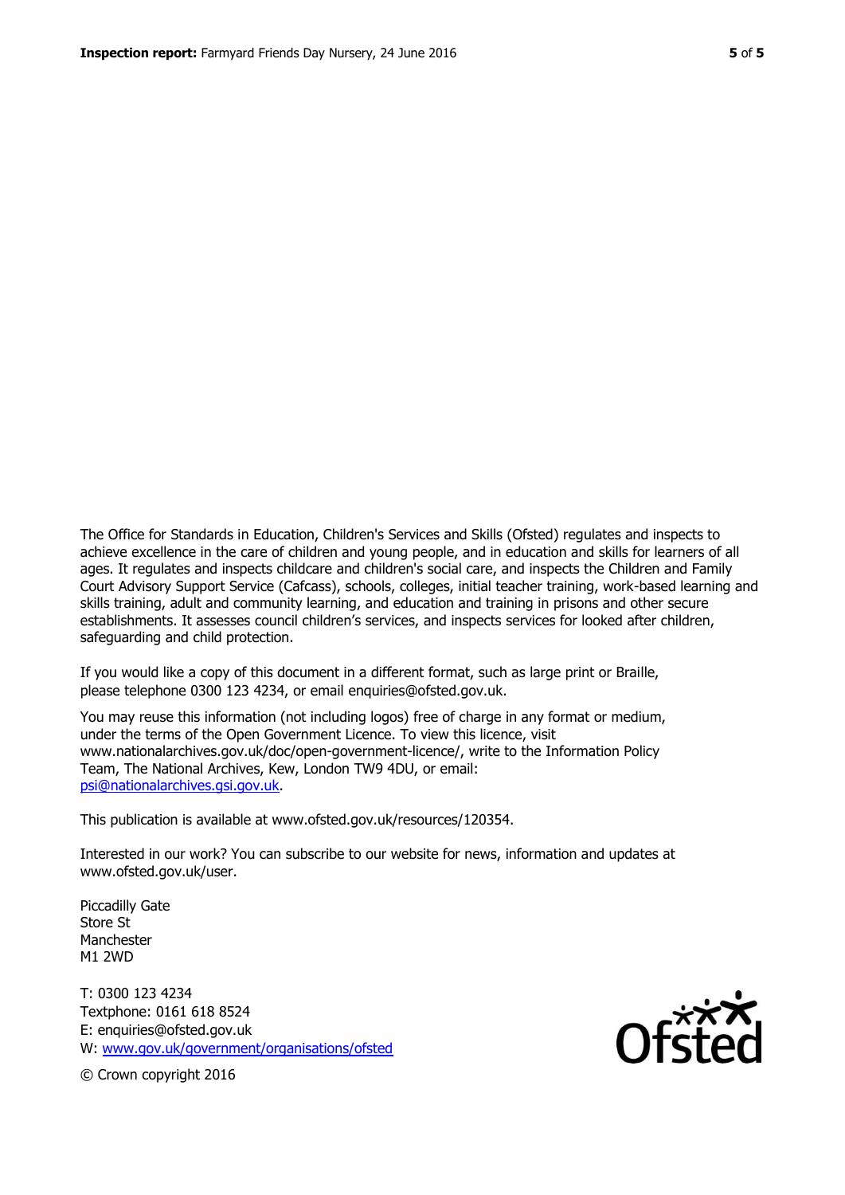The Office for Standards in Education, Children's Services and Skills (Ofsted) regulates and inspects to achieve excellence in the care of children and young people, and in education and skills for learners of all ages. It regulates and inspects childcare and children's social care, and inspects the Children and Family Court Advisory Support Service (Cafcass), schools, colleges, initial teacher training, work-based learning and skills training, adult and community learning, and education and training in prisons and other secure establishments. It assesses council children's services, and inspects services for looked after children, safeguarding and child protection.

If you would like a copy of this document in a different format, such as large print or Braille, please telephone 0300 123 4234, or email enquiries@ofsted.gov.uk.

You may reuse this information (not including logos) free of charge in any format or medium, under the terms of the Open Government Licence. To view this licence, visit www.nationalarchives.gov.uk/doc/open-government-licence/, write to the Information Policy Team, The National Archives, Kew, London TW9 4DU, or email: psi@nationalarchives.gsi.gov.uk.

This publication is available at www.ofsted.gov.uk/resources/120354.

Interested in our work? You can subscribe to our website for news, information and updates at www.ofsted.gov.uk/user.

Piccadilly Gate
Store St
Manchester
M1 2WD

T: 0300 123 4234
Textphone: 0161 618 8524
E: enquiries@ofsted.gov.uk
W: www.gov.uk/government/organisations/ofsted

© Crown copyright 2016